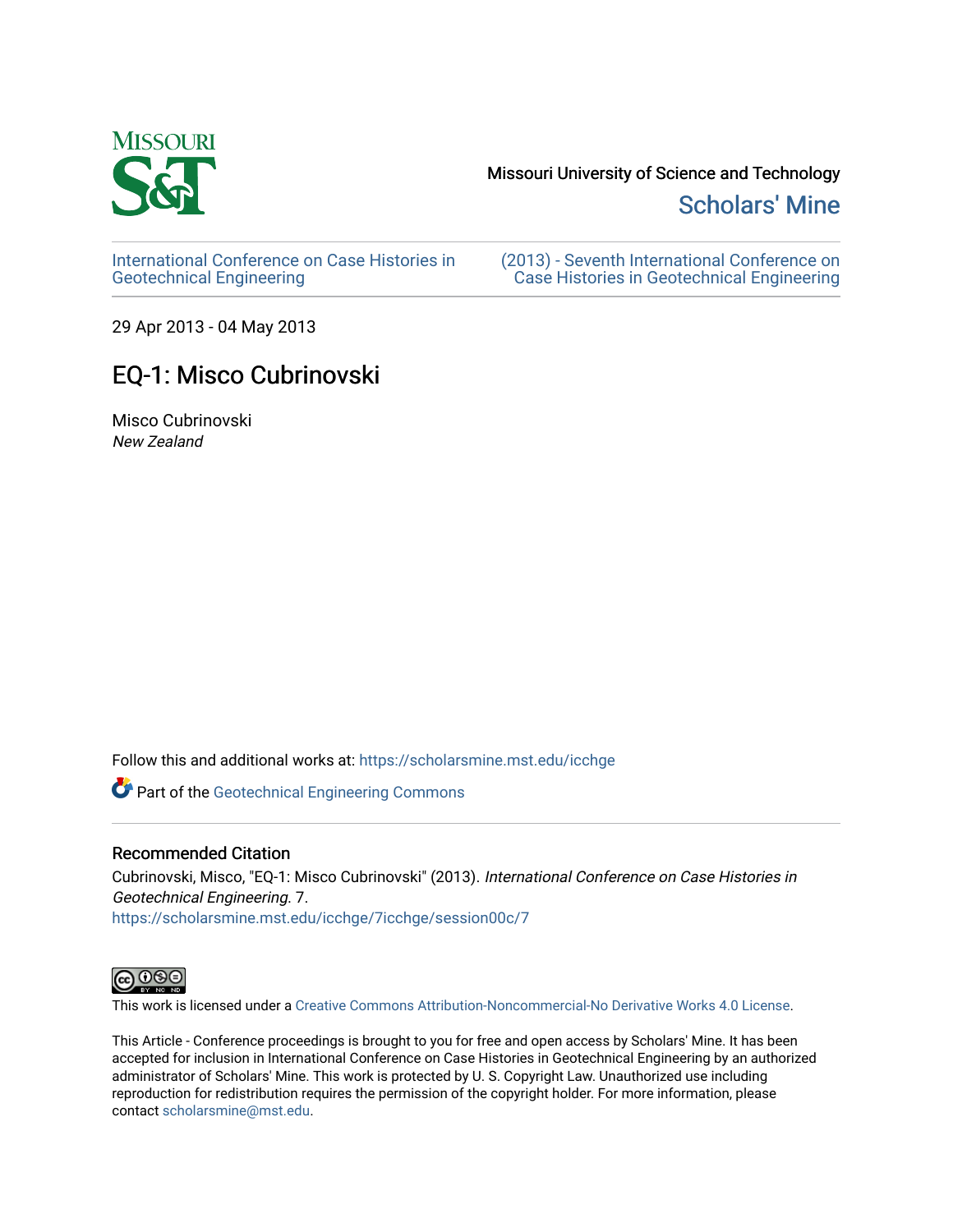Missouri University of Science and Technology

Scholars' Mine

International Conference on Case Histories in Geotechnical Engineering

(2013) - Seventh International Conference on Case Histories in Geotechnical Engineering

29 Apr 2013 - 04 May 2013

# EQ-1: Misco Cubrinovski

Misco Cubrinovski

*New Zealand*

Follow this and additional works at: https://scholarsmine.mst.edu/icchge

Part of the Geotechnical Engineering Commons

## Recommended Citation

Cubrinovski, Misco, "EQ-1: Misco Cubrinovski" (2013). *International Conference on Case Histories in Geotechnical Engineering*. 7.
https://scholarsmine.mst.edu/icchge/7icchge/session00c/7

This work is licensed under a Creative Commons Attribution-Noncommercial-No Derivative Works 4.0 License.

This Article - Conference proceedings is brought to you for free and open access by Scholars' Mine. It has been accepted for inclusion in International Conference on Case Histories in Geotechnical Engineering by an authorized administrator of Scholars' Mine. This work is protected by U. S. Copyright Law. Unauthorized use including reproduction for redistribution requires the permission of the copyright holder. For more information, please contact scholarsmine@mst.edu.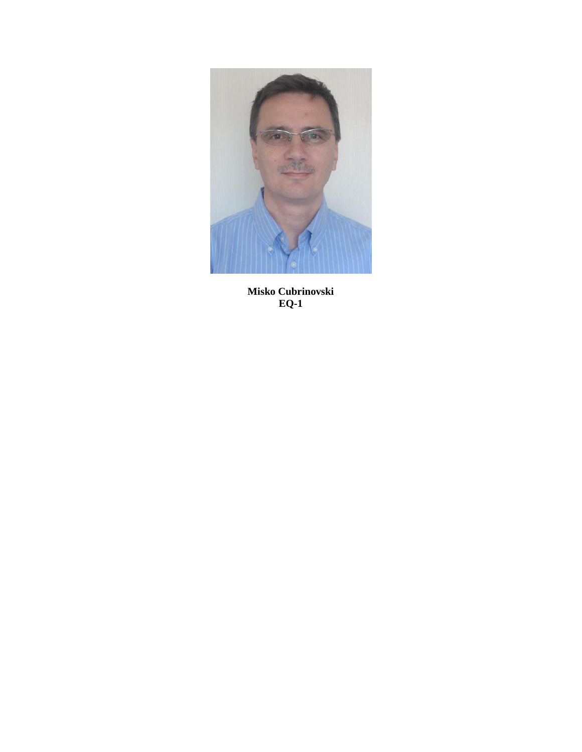**Misko Cubrinovski**
**EQ-1**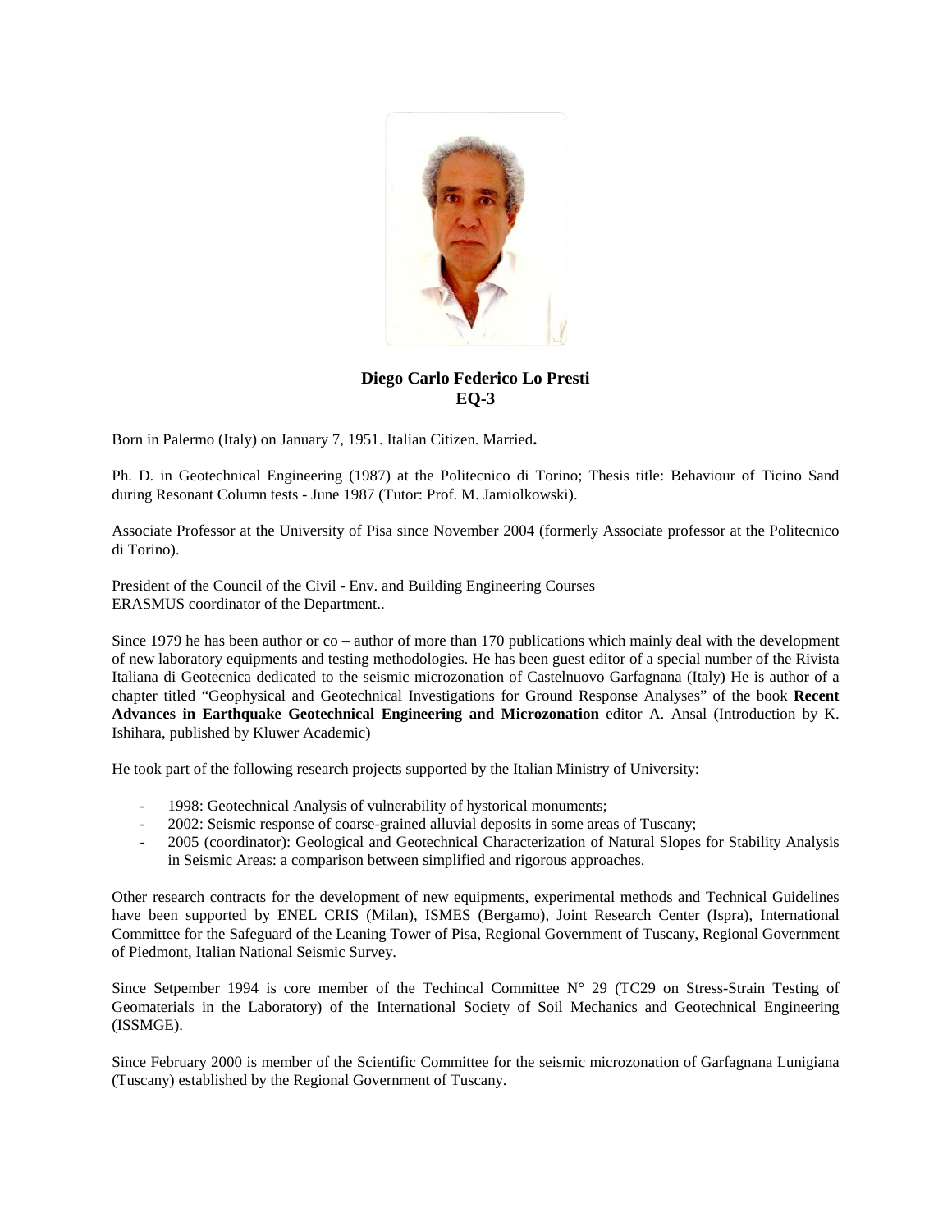**Diego Carlo Federico Lo Presti**
**EQ-3**

Born in Palermo (Italy) on January 7, 1951. Italian Citizen. Married**.**

Ph. D. in Geotechnical Engineering (1987) at the Politecnico di Torino; Thesis title: Behaviour of Ticino Sand during Resonant Column tests - June 1987 (Tutor: Prof. M. Jamiolkowski).

Associate Professor at the University of Pisa since November 2004 (formerly Associate professor at the Politecnico di Torino).

President of the Council of the Civil - Env. and Building Engineering Courses
ERASMUS coordinator of the Department..

Since 1979 he has been author or co – author of more than 170 publications which mainly deal with the development of new laboratory equipments and testing methodologies. He has been guest editor of a special number of the Rivista Italiana di Geotecnica dedicated to the seismic microzonation of Castelnuovo Garfagnana (Italy) He is author of a chapter titled "Geophysical and Geotechnical Investigations for Ground Response Analyses" of the book **Recent Advances in Earthquake Geotechnical Engineering and Microzonation** editor A. Ansal (Introduction by K. Ishihara, published by Kluwer Academic)

He took part of the following research projects supported by the Italian Ministry of University:

- 1998: Geotechnical Analysis of vulnerability of hystorical monuments;
- 2002: Seismic response of coarse-grained alluvial deposits in some areas of Tuscany;
- 2005 (coordinator): Geological and Geotechnical Characterization of Natural Slopes for Stability Analysis in Seismic Areas: a comparison between simplified and rigorous approaches.

Other research contracts for the development of new equipments, experimental methods and Technical Guidelines have been supported by ENEL CRIS (Milan), ISMES (Bergamo), Joint Research Center (Ispra), International Committee for the Safeguard of the Leaning Tower of Pisa, Regional Government of Tuscany, Regional Government of Piedmont, Italian National Seismic Survey.

Since Setpember 1994 is core member of the Techincal Committee N° 29 (TC29 on Stress-Strain Testing of Geomaterials in the Laboratory) of the International Society of Soil Mechanics and Geotechnical Engineering (ISSMGE).

Since February 2000 is member of the Scientific Committee for the seismic microzonation of Garfagnana Lunigiana (Tuscany) established by the Regional Government of Tuscany.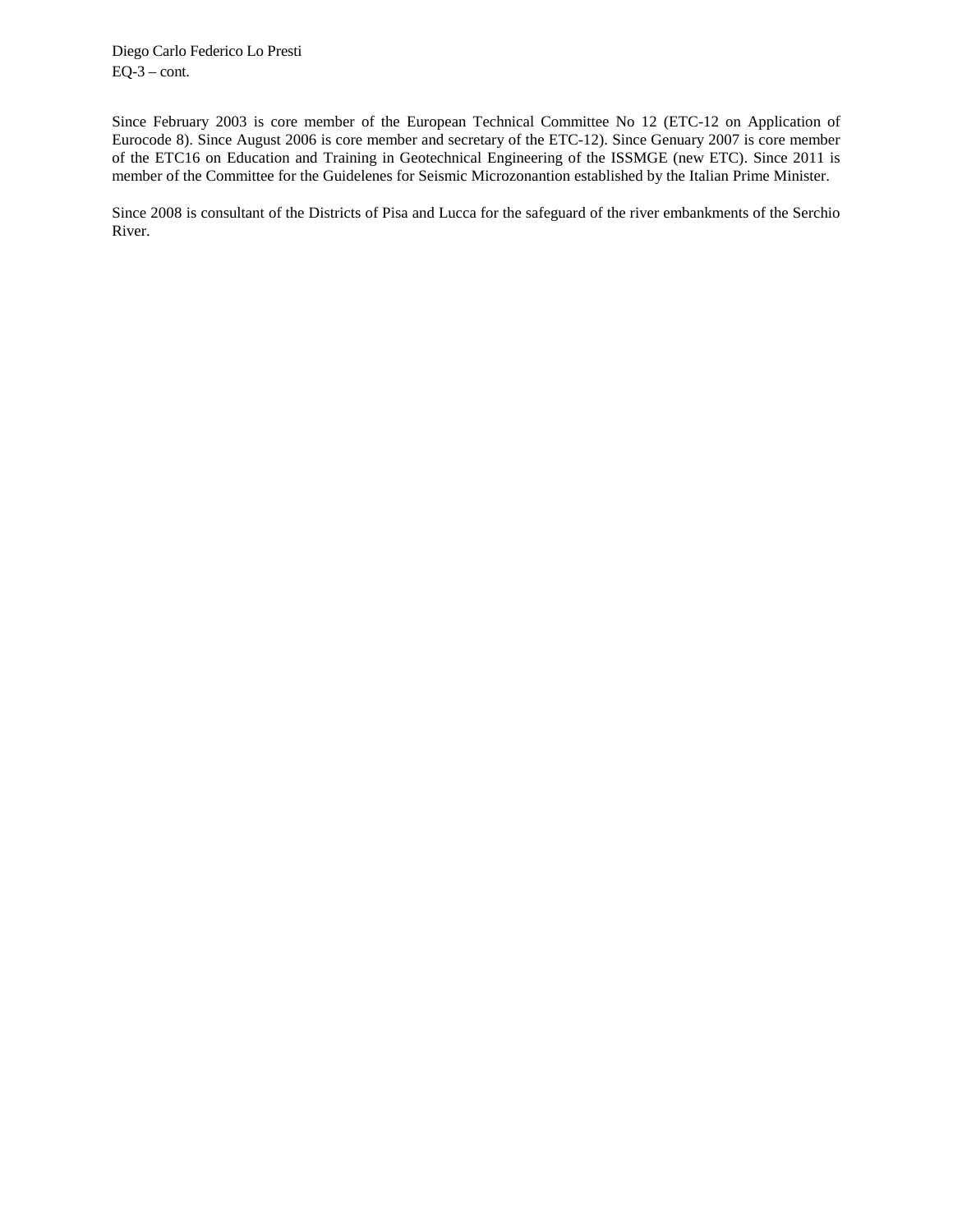Diego Carlo Federico Lo Presti
EQ-3 – cont.

Since February 2003 is core member of the European Technical Committee No 12 (ETC-12 on Application of Eurocode 8). Since August 2006 is core member and secretary of the ETC-12). Since Genuary 2007 is core member of the ETC16 on Education and Training in Geotechnical Engineering of the ISSMGE (new ETC). Since 2011 is member of the Committee for the Guidelenes for Seismic Microzonantion established by the Italian Prime Minister.

Since 2008 is consultant of the Districts of Pisa and Lucca for the safeguard of the river embankments of the Serchio River.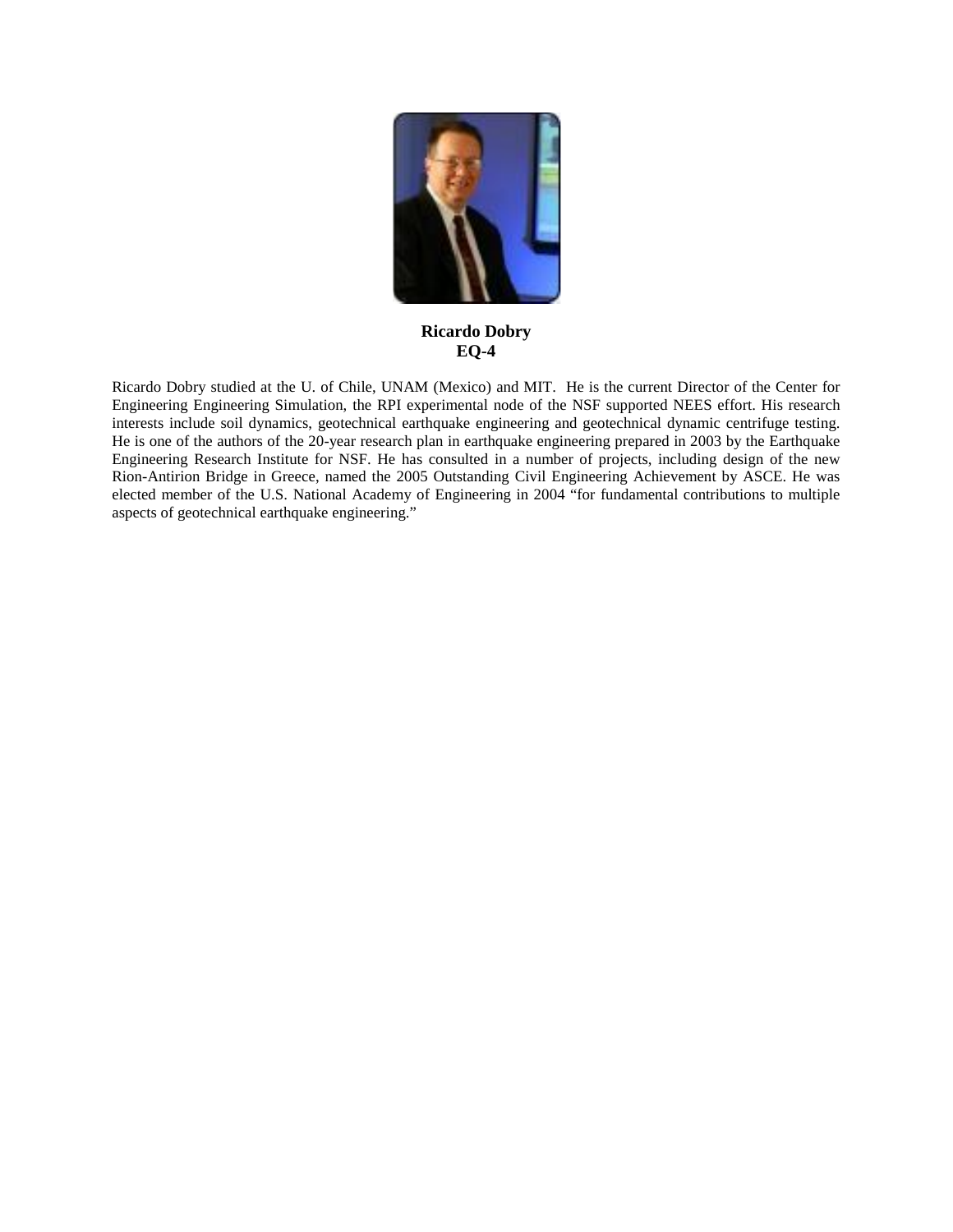**Ricardo Dobry**
**EQ-4**

Ricardo Dobry studied at the U. of Chile, UNAM (Mexico) and MIT. He is the current Director of the Center for Engineering Engineering Simulation, the RPI experimental node of the NSF supported NEES effort. His research interests include soil dynamics, geotechnical earthquake engineering and geotechnical dynamic centrifuge testing. He is one of the authors of the 20-year research plan in earthquake engineering prepared in 2003 by the Earthquake Engineering Research Institute for NSF. He has consulted in a number of projects, including design of the new Rion-Antirion Bridge in Greece, named the 2005 Outstanding Civil Engineering Achievement by ASCE. He was elected member of the U.S. National Academy of Engineering in 2004 "for fundamental contributions to multiple aspects of geotechnical earthquake engineering."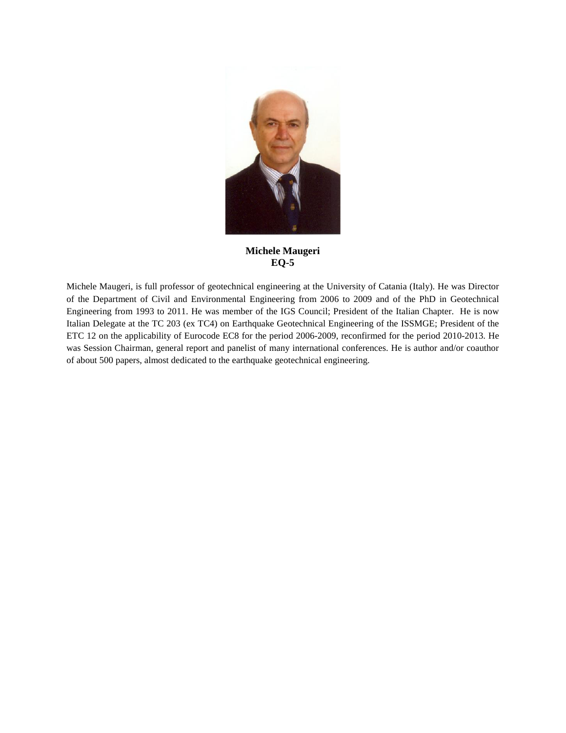**Michele Maugeri**
**EQ-5**

Michele Maugeri, is full professor of geotechnical engineering at the University of Catania (Italy). He was Director of the Department of Civil and Environmental Engineering from 2006 to 2009 and of the PhD in Geotechnical Engineering from 1993 to 2011. He was member of the IGS Council; President of the Italian Chapter. He is now Italian Delegate at the TC 203 (ex TC4) on Earthquake Geotechnical Engineering of the ISSMGE; President of the ETC 12 on the applicability of Eurocode EC8 for the period 2006-2009, reconfirmed for the period 2010-2013. He was Session Chairman, general report and panelist of many international conferences. He is author and/or coauthor of about 500 papers, almost dedicated to the earthquake geotechnical engineering.